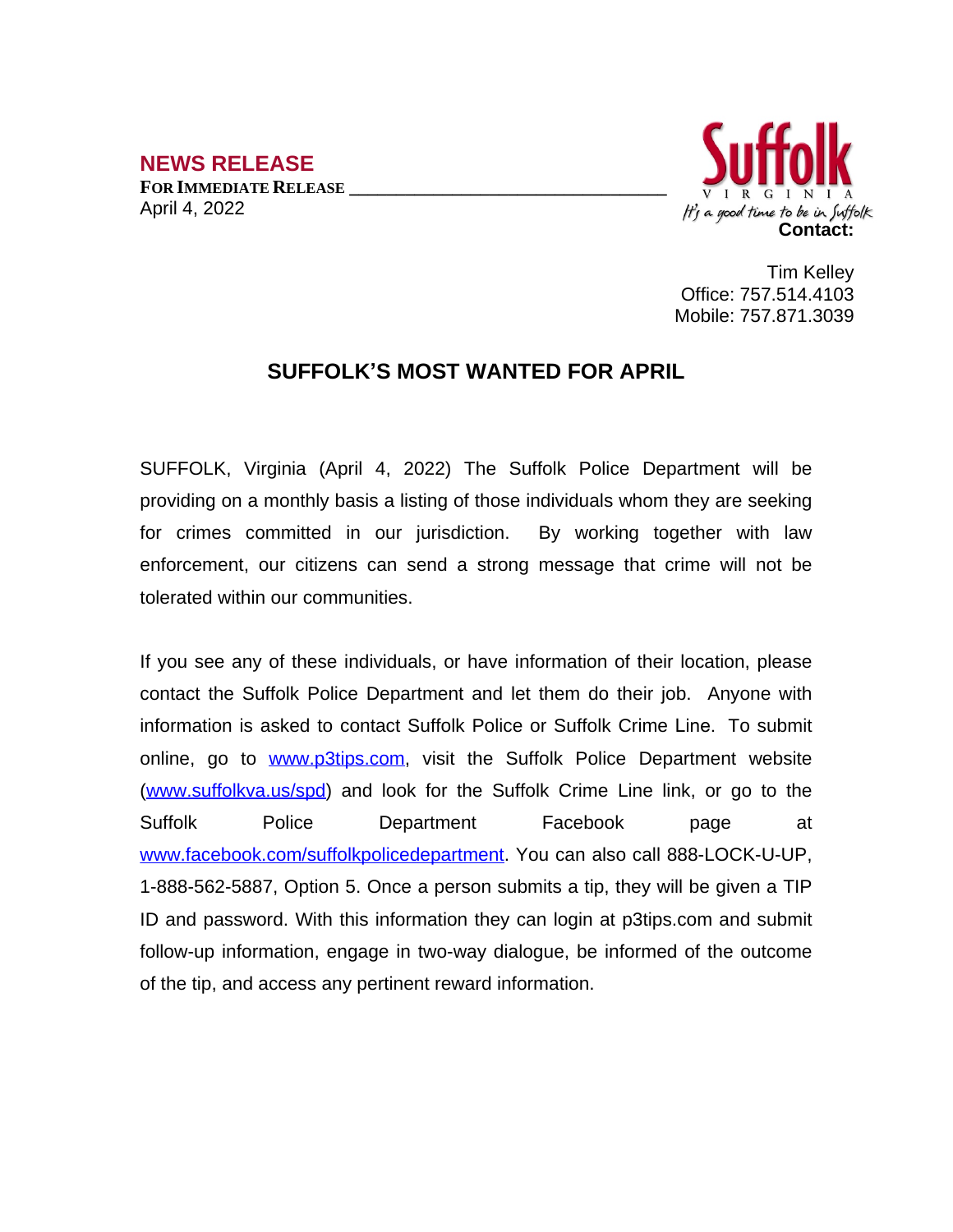# NEWS RELEASE

**FOR IMMEDIATE RELEASE**
April 4, 2022

Suffolk
VIRGINIA
*It's a good time to be in Suffolk*

**Contact:**

Tim Kelley
Office: 757.514.4103
Mobile: 757.871.3039

## SUFFOLK'S MOST WANTED FOR APRIL

SUFFOLK, Virginia (April 4, 2022) The Suffolk Police Department will be providing on a monthly basis a listing of those individuals whom they are seeking for crimes committed in our jurisdiction. By working together with law enforcement, our citizens can send a strong message that crime will not be tolerated within our communities.

If you see any of these individuals, or have information of their location, please contact the Suffolk Police Department and let them do their job. Anyone with information is asked to contact Suffolk Police or Suffolk Crime Line. To submit online, go to www.p3tips.com, visit the Suffolk Police Department website (www.suffolkva.us/spd) and look for the Suffolk Crime Line link, or go to the Suffolk Police Department Facebook page at www.facebook.com/suffolkpolicedepartment. You can also call 888-LOCK-U-UP, 1-888-562-5887, Option 5. Once a person submits a tip, they will be given a TIP ID and password. With this information they can login at p3tips.com and submit follow-up information, engage in two-way dialogue, be informed of the outcome of the tip, and access any pertinent reward information.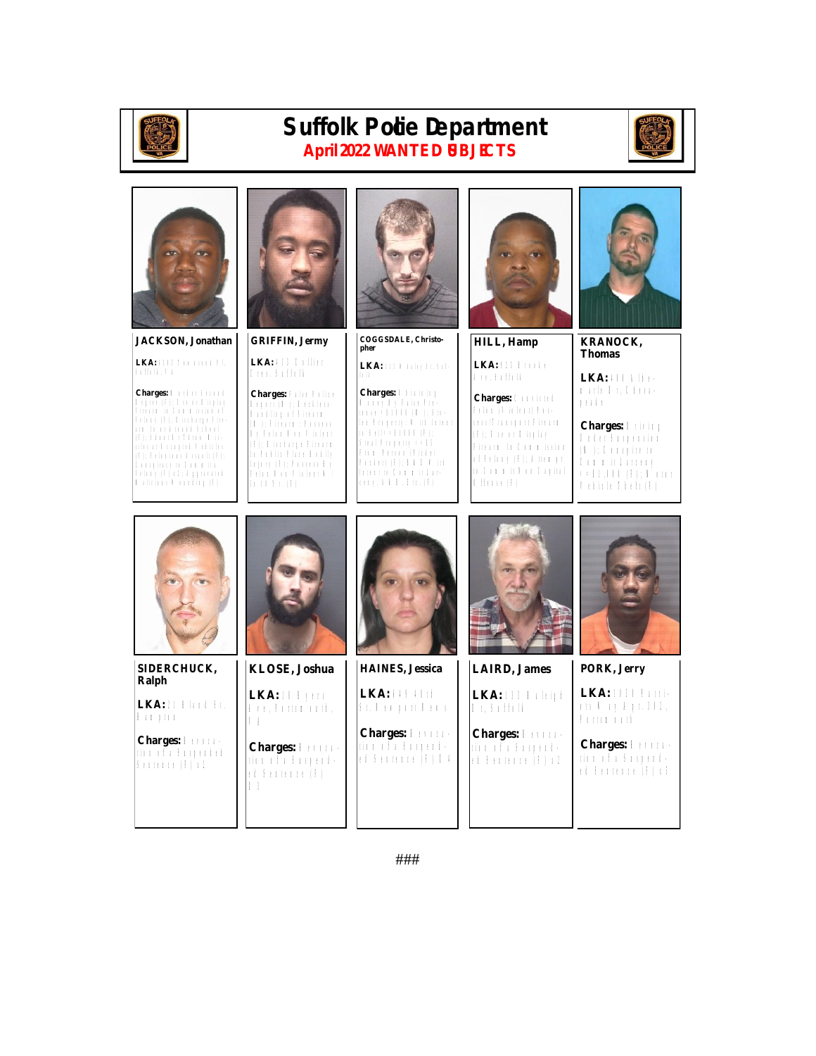# Suffolk Police Department

## April 2022 WANTED SUBJECTS

**JACKSON, Jonathan**

**LKA:**

**Charges:**

**GRIFFIN, Jermy**

**LKA:**

**Charges:**

**COGGSDALE, Christo-pher**

**LKA:**

**Charges:**

**HILL, Hamp**

**LKA:**

**Charges:**

**KRANOCK, Thomas**

**LKA:**

**Charges:**

**SIDERCHUCK, Ralph**

**LKA:**

**Charges:**

**KLOSE, Joshua**

**LKA:**

**Charges:**

**HAINES, Jessica**

**LKA:**

**Charges:**

**LAIRD, James**

**LKA:**

**Charges:**

**PORK, Jerry**

**LKA:**

**Charges:**

###